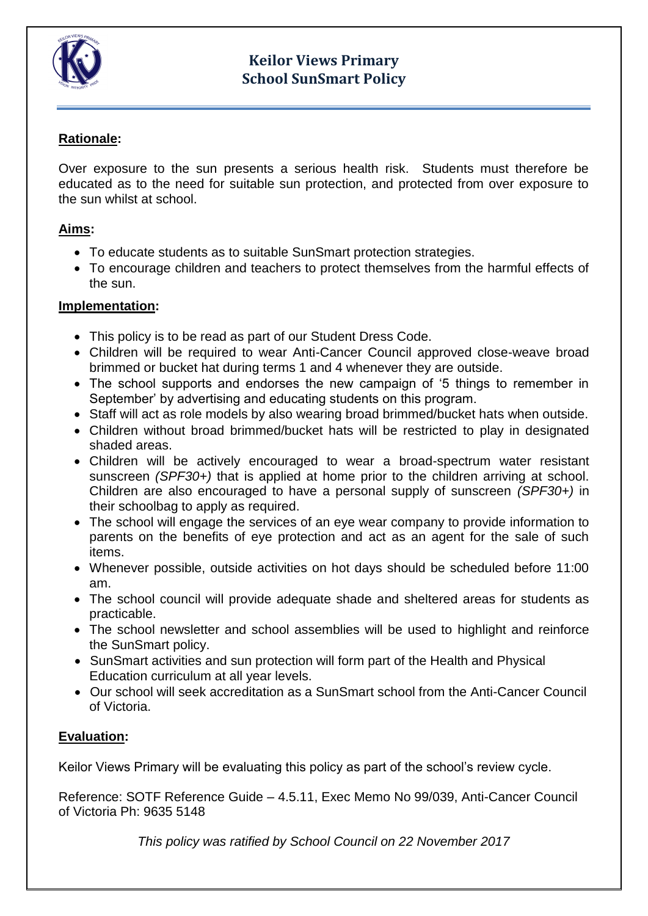# Keilor Views Primary School SunSmart Policy

**Rationale:**

Over exposure to the sun presents a serious health risk. Students must therefore be educated as to the need for suitable sun protection, and protected from over exposure to the sun whilst at school.

**Aims:**

- To educate students as to suitable SunSmart protection strategies.
- To encourage children and teachers to protect themselves from the harmful effects of the sun.

**Implementation:**

- This policy is to be read as part of our Student Dress Code.
- Children will be required to wear Anti-Cancer Council approved close-weave broad brimmed or bucket hat during terms 1 and 4 whenever they are outside.
- The school supports and endorses the new campaign of '5 things to remember in September' by advertising and educating students on this program.
- Staff will act as role models by also wearing broad brimmed/bucket hats when outside.
- Children without broad brimmed/bucket hats will be restricted to play in designated shaded areas.
- Children will be actively encouraged to wear a broad-spectrum water resistant sunscreen *(SPF30+)* that is applied at home prior to the children arriving at school. Children are also encouraged to have a personal supply of sunscreen *(SPF30+)* in their schoolbag to apply as required.
- The school will engage the services of an eye wear company to provide information to parents on the benefits of eye protection and act as an agent for the sale of such items.
- Whenever possible, outside activities on hot days should be scheduled before 11:00 am.
- The school council will provide adequate shade and sheltered areas for students as practicable.
- The school newsletter and school assemblies will be used to highlight and reinforce the SunSmart policy.
- SunSmart activities and sun protection will form part of the Health and Physical Education curriculum at all year levels.
- Our school will seek accreditation as a SunSmart school from the Anti-Cancer Council of Victoria.

**Evaluation:**

Keilor Views Primary will be evaluating this policy as part of the school's review cycle.

Reference: SOTF Reference Guide – 4.5.11, Exec Memo No 99/039, Anti-Cancer Council of Victoria Ph: 9635 5148

*This policy was ratified by School Council on 22 November 2017*